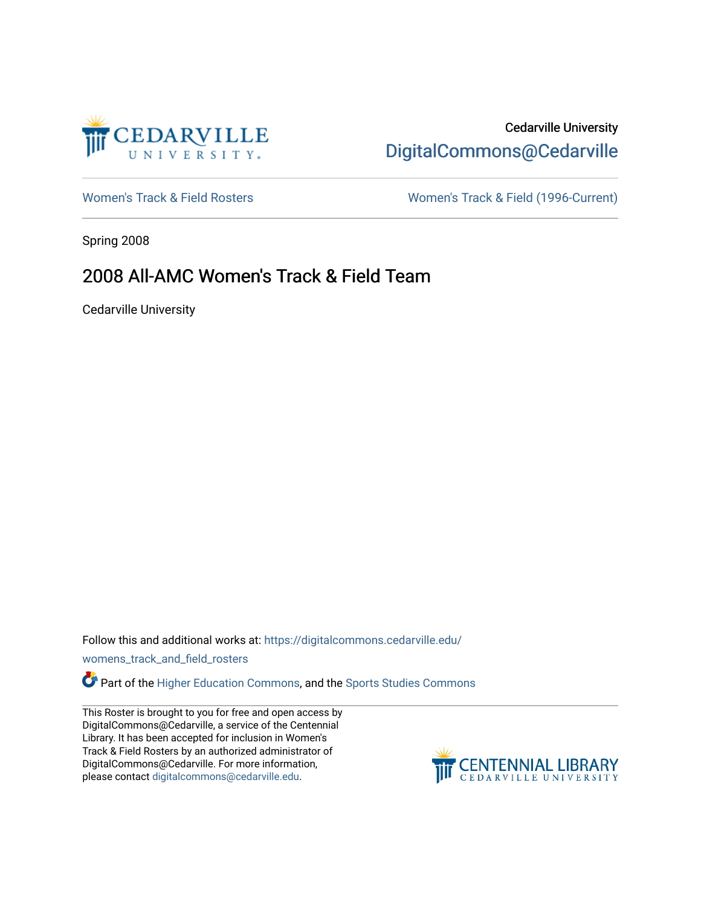Cedarville University
DigitalCommons@Cedarville

Women's Track & Field Rosters

Women's Track & Field (1996-Current)

Spring 2008

# 2008 All-AMC Women's Track & Field Team

Cedarville University

Follow this and additional works at: https://digitalcommons.cedarville.edu/womens_track_and_field_rosters

Part of the Higher Education Commons, and the Sports Studies Commons

This Roster is brought to you for free and open access by DigitalCommons@Cedarville, a service of the Centennial Library. It has been accepted for inclusion in Women's Track & Field Rosters by an authorized administrator of DigitalCommons@Cedarville. For more information, please contact digitalcommons@cedarville.edu.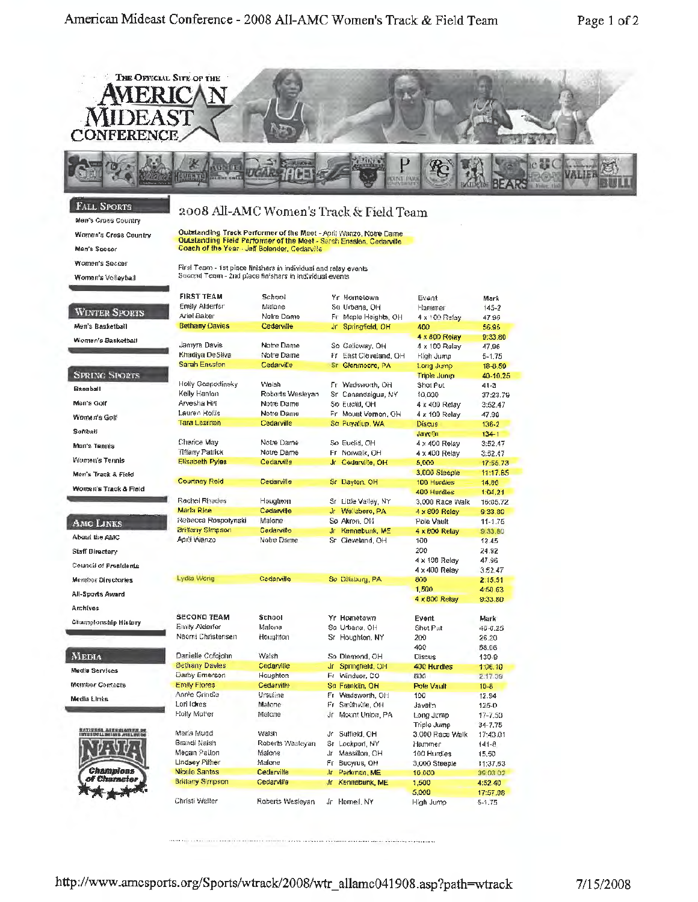THE OFFICIAL SITE OF THE AMERICAN MIDEAST CONFERENCE

**FALL SPORTS**
- Men's Cross Country
- Women's Cross Country
- Men's Soccer
- Women's Soccer
- Women's Volleyball

**WINTER SPORTS**
- Men's Basketball
- Women's Basketball

**SPRING SPORTS**
- Baseball
- Men's Golf
- Women's Golf
- Softball
- Men's Tennis
- Women's Tennis
- Men's Track & Field
- Women's Track & Field

**AMC LINKS**
- About the AMC
- Staff Directory
- Council of Presidents
- Member Directories
- All-Sports Award
- Archives
- Championship History

**MEDIA**
- Media Services
- Member Contacts
- Media Links

## 2008 All-AMC Women's Track & Field Team

**Outstanding Track Performer of the Meet** - April Wanzo, Notre Dame
**Outstanding Field Performer of the Meet** - Sarah Ensslen, Cedarville
**Coach of the Year** - Jeff Bolender, Cedarville

First Team - 1st place finishers in individual and relay events
Second Team - 2nd place finishers in individual events

| FIRST TEAM | School | Yr | Hometown | Event | Mark |
|---|---|---|---|---|---|
| Emily Alderfer | Malone | So | Urbana, OH | Hammer | 145-2 |
| Ariel Baker | Notre Dame | Fr | Maple Heights, OH | 4 x 100 Relay | 47.96 |
| Bethany Davies | Cedarville | Jr | Springfield, OH | 400 | 56.95 |
| | | | | 4 x 800 Relay | 9:33.80 |
| Jamyra Davis | Notre Dame | So | Galloway, OH | 4 x 100 Relay | 47.96 |
| Khadiya DeSilva | Notre Dame | Fr | East Cleveland, OH | High Jump | 5-1.75 |
| Sarah Ensslen | Cedarville | Sr | Glenmoore, PA | Long Jump | 18-6.50 |
| | | | | Triple Jump | 40-10.25 |
| Holly Gospodinsky | Walsh | Fr | Wadsworth, OH | Shot Put | 41-3 |
| Kelly Hanlon | Roberts Wesleyan | Sr | Canandaigua, NY | 10,000 | 37:23.79 |
| Arvesha Hill | Notre Dame | So | Euclid, OH | 4 x 400 Relay | 3:52.47 |
| Lauren Hollis | Notre Dame | Fr | Mount Vernon, OH | 4 x 100 Relay | 47.96 |
| Tara Leaman | Cedarville | So | Puyallup, WA | Discus | 136-2 |
| | | | | Javelin | 134-1 |
| Cherice May | Notre Dame | So | Euclid, OH | 4 x 400 Relay | 3:52.47 |
| Tiffany Patrick | Notre Dame | Fr | Norwalk, OH | 4 x 400 Relay | 3:52.47 |
| Elisabeth Pyles | Cedarville | Jr | Cedarville, OH | 5,000 | 17:55.73 |
| | | | | 3,000 Steeple | 11:17.65 |
| Courtney Reid | Cedarville | Sr | Dayton, OH | 100 Hurdles | 14.60 |
| | | | | 400 Hurdles | 1:04.21 |
| Rachel Rhodes | Houghton | Sr | Little Valley, NY | 3,000 Race Walk | 16:05.72 |
| Maria Rice | Cedarville | Jr | Wellsboro, PA | 4 x 800 Relay | 9:33.80 |
| Rebecca Rospotynski | Malone | So | Akron, OH | Pole Vault | 11-1.75 |
| Brittany Simpson | Cedarville | Jr | Kennebunk, ME | 4 x 800 Relay | 9:33.80 |
| April Wanzo | Notre Dame | Sr | Cleveland, OH | 100 | 12.45 |
| | | | | 200 | 24.92 |
| | | | | 4 x 100 Relay | 47.96 |
| | | | | 4 x 400 Relay | 3:52.47 |
| Lydia Wong | Cedarville | So | Dillsburg, PA | 800 | 2:15.51 |
| | | | | 1,500 | 4:50.63 |
| | | | | 4 x 800 Relay | 9:33.80 |

| SECOND TEAM | School | Yr | Hometown | Event | Mark |
|---|---|---|---|---|---|
| Emily Alderfer | Malone | So | Urbana, OH | Shot Put | 40-0.25 |
| Naomi Christensen | Houghton | Sr | Houghton, NY | 200 | 26.20 |
| | | | | 400 | 58.06 |
| Danielle Cofojohn | Walsh | So | Diamond, OH | Discus | 130-9 |
| Bethany Davies | Cedarville | Jr | Springfield, OH | 400 Hurdles | 1:06.10 |
| Darby Emerson | Houghton | Fr | Windsor, CO | 800 | 2:17.39 |
| Emily Flores | Cedarville | So | Franklin, OH | Pole Vault | 10-8 |
| Annie Grindle | Ursuline | Fr | Wadsworth, OH | 100 | 12.94 |
| Lori Idres | Malone | Fr | Smithville, OH | Javelin | 125-0 |
| Holly Moller | Malone | Jr | Mount Union, PA | Long Jump | 17-7.50 |
| | | | | Triple Jump | 34-7.75 |
| Maria Mudd | Walsh | Jr | Suffield, OH | 3,000 Race Walk | 17:40.01 |
| Brandi Naish | Roberts Wesleyan | Sr | Lockport, NY | Hammer | 141-8 |
| Megan Patton | Malone | Jr | Massillon, OH | 100 Hurdles | 15.50 |
| Lindsey Pifher | Malone | Fr | Bucyrus, OH | 3,000 Steeple | 11:37.63 |
| Nicole Santos | Cedarville | Jr | Parkman, ME | 10,000 | 39:03.02 |
| Brittany Simpson | Cedarville | Jr | Kennebunk, ME | 1,500 | 4:52.40 |
| | | | | 5,000 | 17:57.06 |
| Christi Walter | Roberts Wesleyan | Jr | Hornell, NY | High Jump | 5-1.75 |